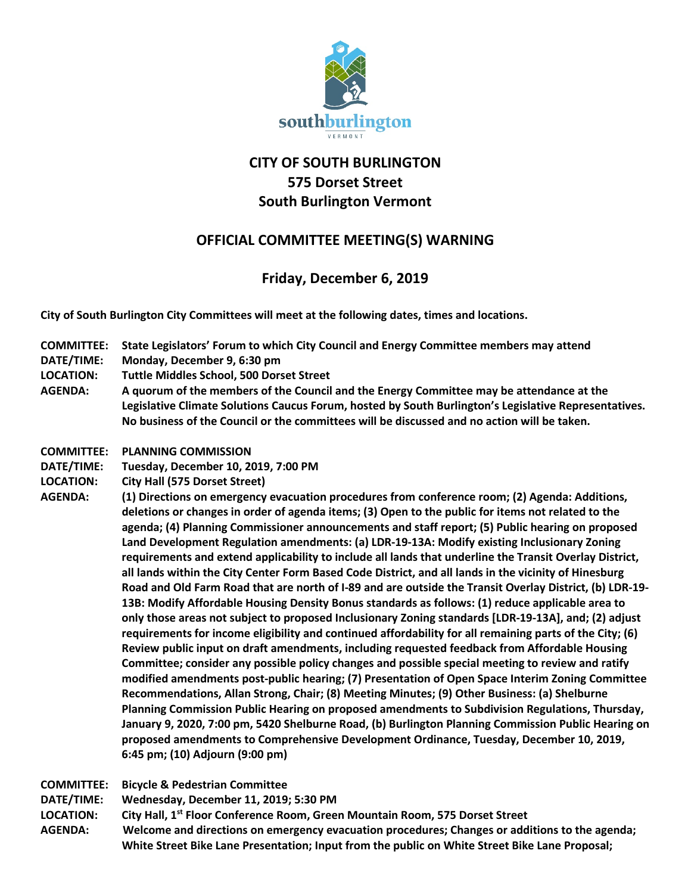# CITY OF SOUTH BURLINGTON
# 575 Dorset Street
# South Burlington Vermont

## OFFICIAL COMMITTEE MEETING(S) WARNING

## Friday, December 6, 2019

**City of South Burlington City Committees will meet at the following dates, times and locations.**

**COMMITTEE:** State Legislators' Forum to which City Council and Energy Committee members may attend
**DATE/TIME:** Monday, December 9, 6:30 pm
**LOCATION:** Tuttle Middles School, 500 Dorset Street
**AGENDA:** A quorum of the members of the Council and the Energy Committee may be attendance at the Legislative Climate Solutions Caucus Forum, hosted by South Burlington's Legislative Representatives. No business of the Council or the committees will be discussed and no action will be taken.

**COMMITTEE:** PLANNING COMMISSION
**DATE/TIME:** Tuesday, December 10, 2019, 7:00 PM
**LOCATION:** City Hall (575 Dorset Street)
**AGENDA:** (1) Directions on emergency evacuation procedures from conference room; (2) Agenda: Additions, deletions or changes in order of agenda items; (3) Open to the public for items not related to the agenda; (4) Planning Commissioner announcements and staff report; (5) Public hearing on proposed Land Development Regulation amendments: (a) LDR-19-13A: Modify existing Inclusionary Zoning requirements and extend applicability to include all lands that underline the Transit Overlay District, all lands within the City Center Form Based Code District, and all lands in the vicinity of Hinesburg Road and Old Farm Road that are north of I-89 and are outside the Transit Overlay District, (b) LDR-19-13B: Modify Affordable Housing Density Bonus standards as follows: (1) reduce applicable area to only those areas not subject to proposed Inclusionary Zoning standards [LDR-19-13A], and; (2) adjust requirements for income eligibility and continued affordability for all remaining parts of the City; (6) Review public input on draft amendments, including requested feedback from Affordable Housing Committee; consider any possible policy changes and possible special meeting to review and ratify modified amendments post-public hearing; (7) Presentation of Open Space Interim Zoning Committee Recommendations, Allan Strong, Chair; (8) Meeting Minutes; (9) Other Business: (a) Shelburne Planning Commission Public Hearing on proposed amendments to Subdivision Regulations, Thursday, January 9, 2020, 7:00 pm, 5420 Shelburne Road, (b) Burlington Planning Commission Public Hearing on proposed amendments to Comprehensive Development Ordinance, Tuesday, December 10, 2019, 6:45 pm; (10) Adjourn (9:00 pm)

**COMMITTEE:** Bicycle & Pedestrian Committee
**DATE/TIME:** Wednesday, December 11, 2019; 5:30 PM
**LOCATION:** City Hall, 1st Floor Conference Room, Green Mountain Room, 575 Dorset Street
**AGENDA:** Welcome and directions on emergency evacuation procedures; Changes or additions to the agenda; White Street Bike Lane Presentation; Input from the public on White Street Bike Lane Proposal;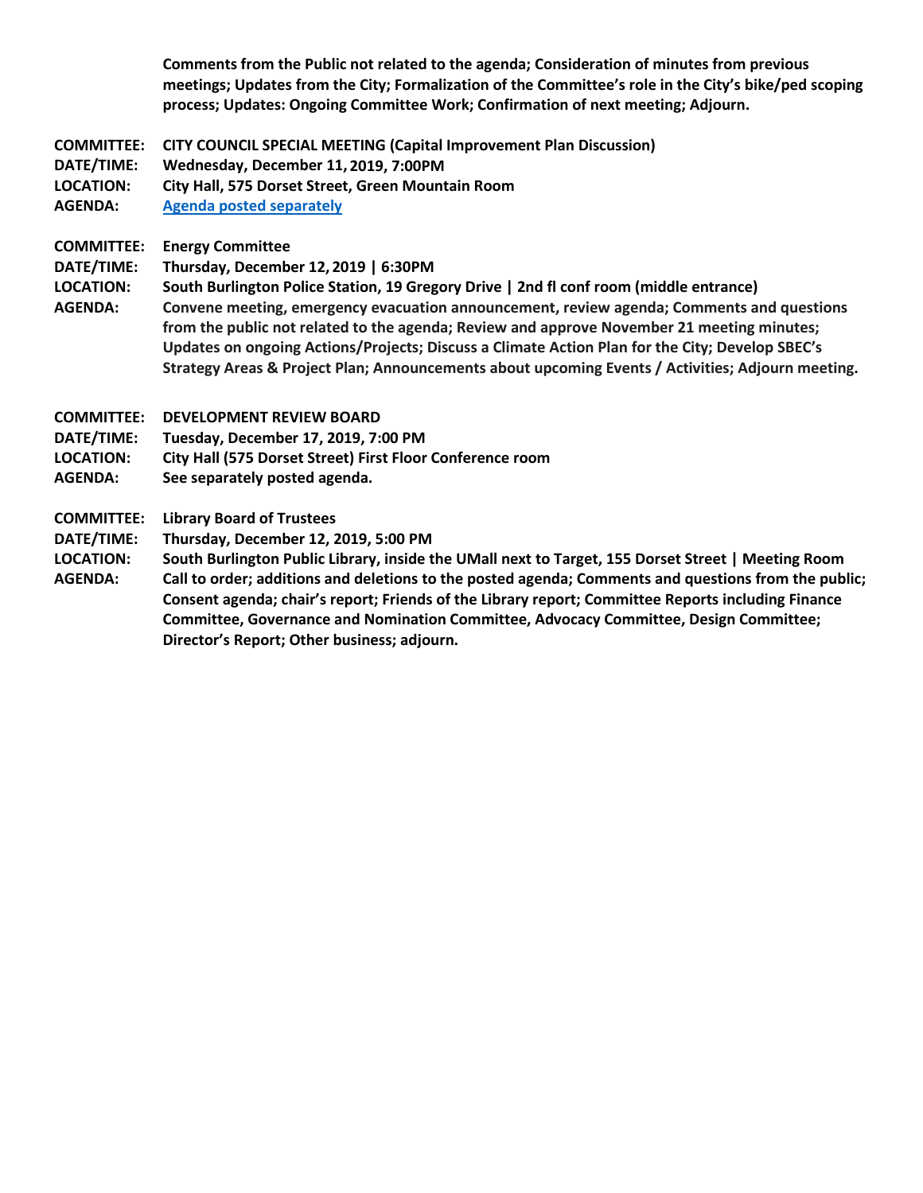**Comments from the Public not related to the agenda; Consideration of minutes from previous meetings; Updates from the City; Formalization of the Committee's role in the City's bike/ped scoping process; Updates: Ongoing Committee Work; Confirmation of next meeting; Adjourn.**

**COMMITTEE:** **CITY COUNCIL SPECIAL MEETING (Capital Improvement Plan Discussion)**
**DATE/TIME:** **Wednesday, December 11, 2019, 7:00PM**
**LOCATION:** **City Hall, 575 Dorset Street, Green Mountain Room**
**AGENDA:** **Agenda posted separately**

**COMMITTEE:** **Energy Committee**
**DATE/TIME:** **Thursday, December 12, 2019 | 6:30PM**
**LOCATION:** **South Burlington Police Station, 19 Gregory Drive | 2nd fl conf room (middle entrance)**
**AGENDA:** **Convene meeting, emergency evacuation announcement, review agenda; Comments and questions from the public not related to the agenda; Review and approve November 21 meeting minutes; Updates on ongoing Actions/Projects; Discuss a Climate Action Plan for the City; Develop SBEC's Strategy Areas & Project Plan; Announcements about upcoming Events / Activities; Adjourn meeting.**

**COMMITTEE:** **DEVELOPMENT REVIEW BOARD**
**DATE/TIME:** **Tuesday, December 17, 2019, 7:00 PM**
**LOCATION:** **City Hall (575 Dorset Street) First Floor Conference room**
**AGENDA:** **See separately posted agenda.**

**COMMITTEE:** **Library Board of Trustees**
**DATE/TIME:** **Thursday, December 12, 2019, 5:00 PM**
**LOCATION:** **South Burlington Public Library, inside the UMall next to Target, 155 Dorset Street | Meeting Room**
**AGENDA:** **Call to order; additions and deletions to the posted agenda; Comments and questions from the public; Consent agenda; chair's report; Friends of the Library report; Committee Reports including Finance Committee, Governance and Nomination Committee, Advocacy Committee, Design Committee; Director's Report; Other business; adjourn.**